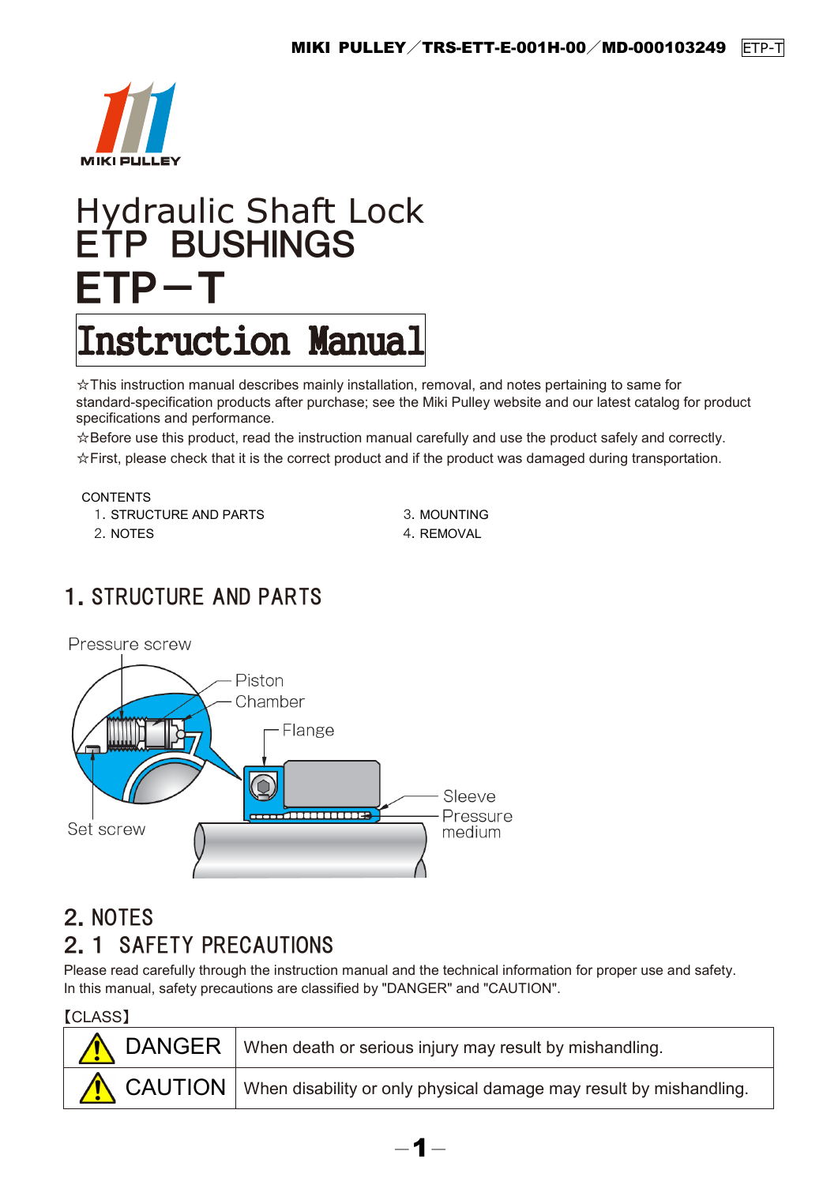# Hydraulic Shaft Lock
# ETP BUSHINGS
# ETP－T

## Instruction Manual

☆This instruction manual describes mainly installation, removal, and notes pertaining to same for standard-specification products after purchase; see the Miki Pulley website and our latest catalog for product specifications and performance.

☆Before use this product, read the instruction manual carefully and use the product safely and correctly.

☆First, please check that it is the correct product and if the product was damaged during transportation.

CONTENTS

1. STRUCTURE AND PARTS
2. NOTES
3. MOUNTING
4. REMOVAL

## 1. STRUCTURE AND PARTS

Pressure screw
Piston
Chamber
Flange
Sleeve
Pressure medium
Set screw

## 2. NOTES

### 2. 1 SAFETY PRECAUTIONS

Please read carefully through the instruction manual and the technical information for proper use and safety.
In this manual, safety precautions are classified by "DANGER" and "CAUTION".

【CLASS】

| | |
|---|---|
| ⚠ DANGER | When death or serious injury may result by mishandling. |
| ⚠ CAUTION | When disability or only physical damage may result by mishandling. |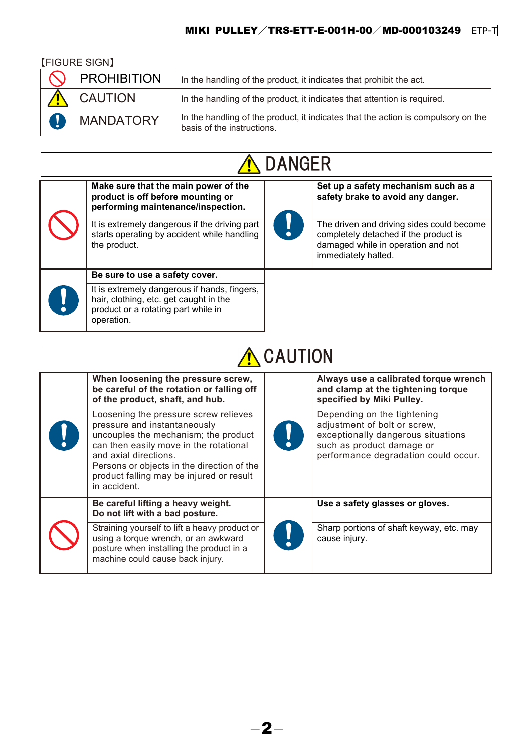【FIGURE SIGN】

| | |
|---|---|
| PROHIBITION | In the handling of the product, it indicates that prohibit the act. |
| CAUTION | In the handling of the product, it indicates that attention is required. |
| MANDATORY | In the handling of the product, it indicates that the action is compulsory on the basis of the instructions. |

## DANGER

| | | | |
|---|---|---|---|
| PROHIBITION | **Make sure that the main power of the product is off before mounting or performing maintenance/inspection.**<br>It is extremely dangerous if the driving part starts operating by accident while handling the product. | MANDATORY | **Set up a safety mechanism such as a safety brake to avoid any danger.**<br>The driven and driving sides could become completely detached if the product is damaged while in operation and not immediately halted. |
| MANDATORY | **Be sure to use a safety cover.**<br>It is extremely dangerous if hands, fingers, hair, clothing, etc. get caught in the product or a rotating part while in operation. | | |

## CAUTION

| | | | |
|---|---|---|---|
| MANDATORY | **When loosening the pressure screw, be careful of the rotation or falling off of the product, shaft, and hub.**<br>Loosening the pressure screw relieves pressure and instantaneously uncouples the mechanism; the product can then easily move in the rotational and axial directions.<br>Persons or objects in the direction of the product falling may be injured or result in accident. | MANDATORY | **Always use a calibrated torque wrench and clamp at the tightening torque specified by Miki Pulley.**<br>Depending on the tightening adjustment of bolt or screw, exceptionally dangerous situations such as product damage or performance degradation could occur. |
| PROHIBITION | **Be careful lifting a heavy weight. Do not lift with a bad posture.**<br>Straining yourself to lift a heavy product or using a torque wrench, or an awkward posture when installing the product in a machine could cause back injury. | MANDATORY | **Use a safety glasses or gloves.**<br>Sharp portions of shaft keyway, etc. may cause injury. |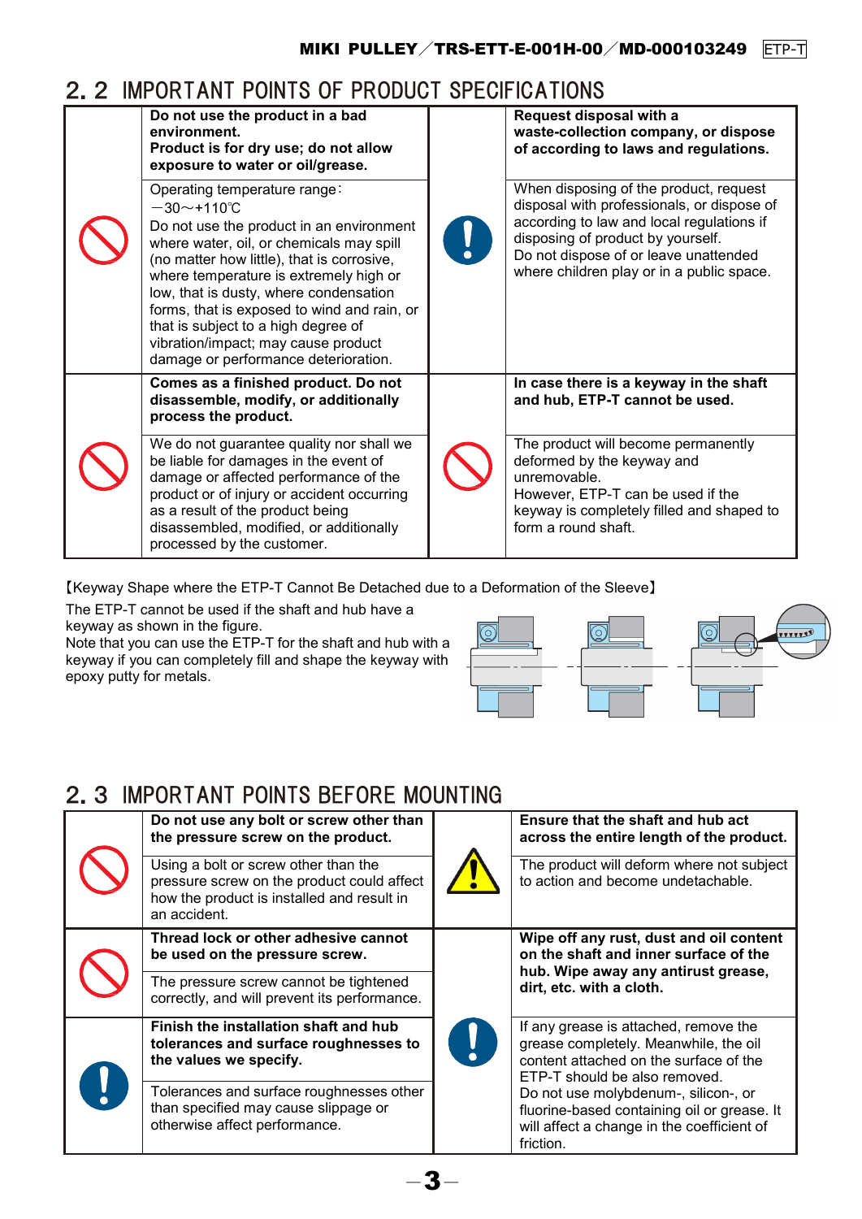## 2. 2 IMPORTANT POINTS OF PRODUCT SPECIFICATIONS

| | | | |
|---|---|---|---|
| | **Do not use the product in a bad environment. Product is for dry use; do not allow exposure to water or oil/grease.** | | **Request disposal with a waste-collection company, or dispose of according to laws and regulations.** |
| | Operating temperature range: −30〜+110℃ Do not use the product in an environment where water, oil, or chemicals may spill (no matter how little), that is corrosive, where temperature is extremely high or low, that is dusty, where condensation forms, that is exposed to wind and rain, or that is subject to a high degree of vibration/impact; may cause product damage or performance deterioration. | | When disposing of the product, request disposal with professionals, or dispose of according to law and local regulations if disposing of product by yourself. Do not dispose of or leave unattended where children play or in a public space. |
| | **Comes as a finished product. Do not disassemble, modify, or additionally process the product.** | | **In case there is a keyway in the shaft and hub, ETP-T cannot be used.** |
| | We do not guarantee quality nor shall we be liable for damages in the event of damage or affected performance of the product or of injury or accident occurring as a result of the product being disassembled, modified, or additionally processed by the customer. | | The product will become permanently deformed by the keyway and unremovable. However, ETP-T can be used if the keyway is completely filled and shaped to form a round shaft. |

【Keyway Shape where the ETP-T Cannot Be Detached due to a Deformation of the Sleeve】

The ETP-T cannot be used if the shaft and hub have a keyway as shown in the figure.
Note that you can use the ETP-T for the shaft and hub with a keyway if you can completely fill and shape the keyway with epoxy putty for metals.

## 2. 3 IMPORTANT POINTS BEFORE MOUNTING

| | | | |
|---|---|---|---|
| | **Do not use any bolt or screw other than the pressure screw on the product.** | | **Ensure that the shaft and hub act across the entire length of the product.** |
| | Using a bolt or screw other than the pressure screw on the product could affect how the product is installed and result in an accident. | | The product will deform where not subject to action and become undetachable. |
| | **Thread lock or other adhesive cannot be used on the pressure screw.** | | **Wipe off any rust, dust and oil content on the shaft and inner surface of the hub. Wipe away any antirust grease, dirt, etc. with a cloth.** |
| | The pressure screw cannot be tightened correctly, and will prevent its performance. | | |
| | **Finish the installation shaft and hub tolerances and surface roughnesses to the values we specify.** | | If any grease is attached, remove the grease completely. Meanwhile, the oil content attached on the surface of the ETP-T should be also removed. Do not use molybdenum-, silicon-, or fluorine-based containing oil or grease. It will affect a change in the coefficient of friction. |
| | Tolerances and surface roughnesses other than specified may cause slippage or otherwise affect performance. | | |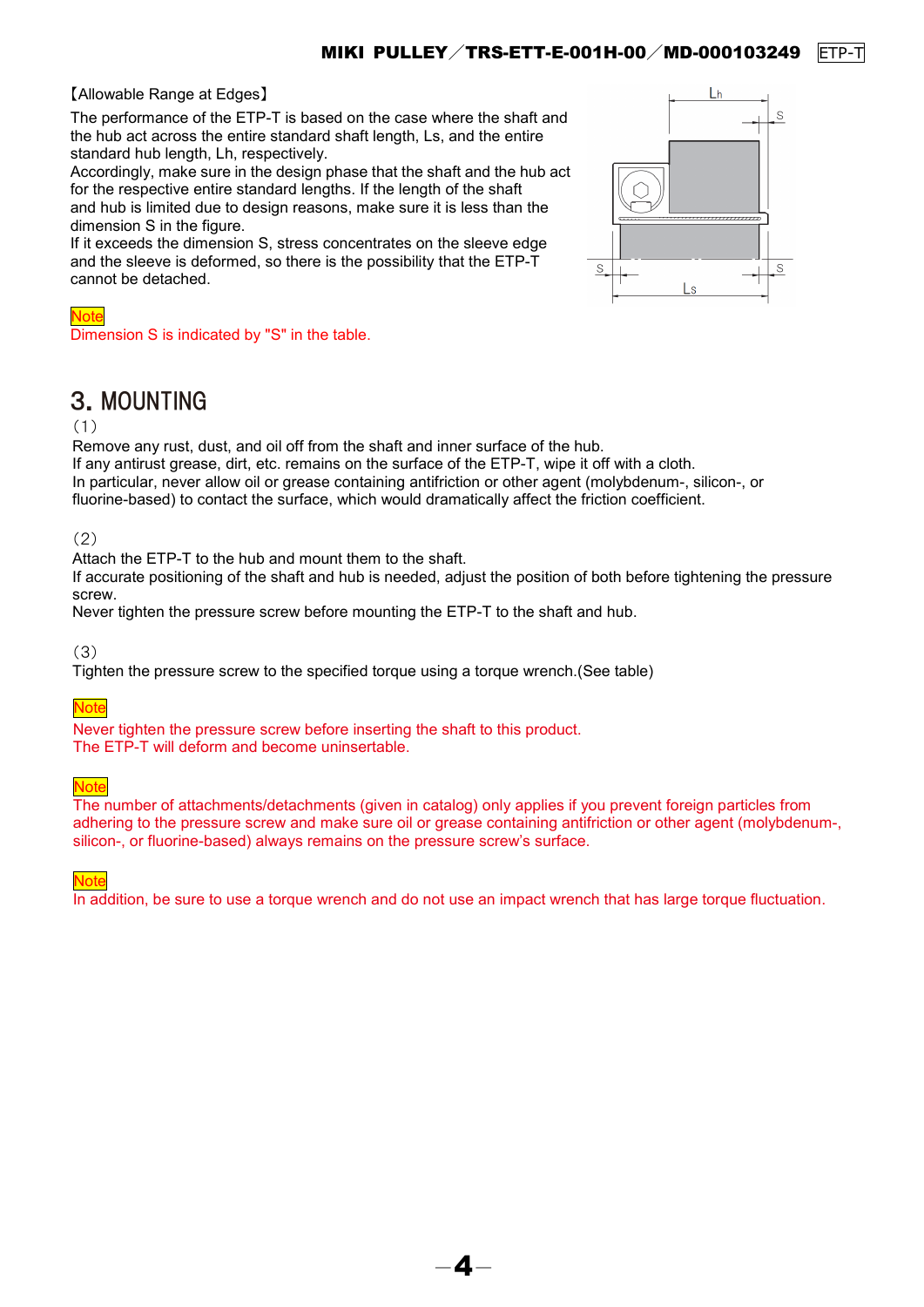【Allowable Range at Edges】

The performance of the ETP-T is based on the case where the shaft and the hub act across the entire standard shaft length, Ls, and the entire standard hub length, Lh, respectively.
Accordingly, make sure in the design phase that the shaft and the hub act for the respective entire standard lengths. If the length of the shaft and hub is limited due to design reasons, make sure it is less than the dimension S in the figure.
If it exceeds the dimension S, stress concentrates on the sleeve edge and the sleeve is deformed, so there is the possibility that the ETP-T cannot be detached.

Note
Dimension S is indicated by "S" in the table.

# 3. MOUNTING

(1)
Remove any rust, dust, and oil off from the shaft and inner surface of the hub.
If any antirust grease, dirt, etc. remains on the surface of the ETP-T, wipe it off with a cloth.
In particular, never allow oil or grease containing antifriction or other agent (molybdenum-, silicon-, or fluorine-based) to contact the surface, which would dramatically affect the friction coefficient.

(2)
Attach the ETP-T to the hub and mount them to the shaft.
If accurate positioning of the shaft and hub is needed, adjust the position of both before tightening the pressure screw.
Never tighten the pressure screw before mounting the ETP-T to the shaft and hub.

(3)
Tighten the pressure screw to the specified torque using a torque wrench.(See table)

Note
Never tighten the pressure screw before inserting the shaft to this product.
The ETP-T will deform and become uninsertable.

Note
The number of attachments/detachments (given in catalog) only applies if you prevent foreign particles from adhering to the pressure screw and make sure oil or grease containing antifriction or other agent (molybdenum-, silicon-, or fluorine-based) always remains on the pressure screw's surface.

Note
In addition, be sure to use a torque wrench and do not use an impact wrench that has large torque fluctuation.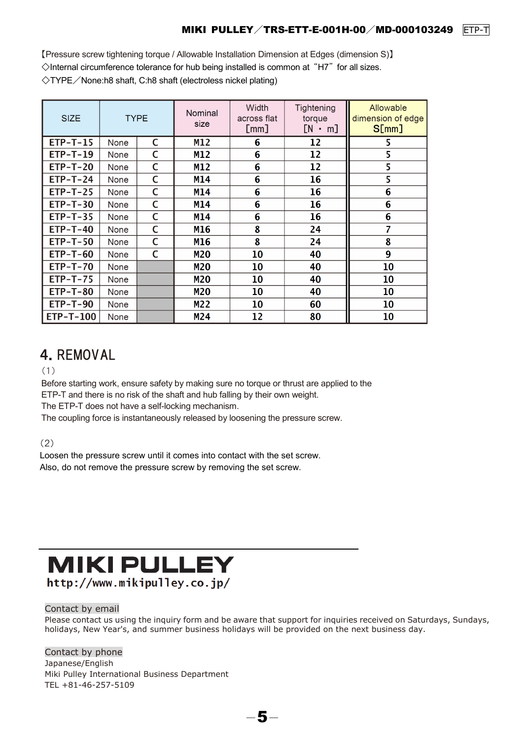【Pressure screw tightening torque / Allowable Installation Dimension at Edges (dimension S)】

◇Internal circumference tolerance for hub being installed is common at “H7” for all sizes.

◇TYPE／None:h8 shaft, C:h8 shaft (electroless nickel plating)

| SIZE | TYPE | | Nominal size | Width across flat [mm] | Tightening torque [N・m] | Allowable dimension of edge S[mm] |
|---|---|---|---|---|---|---|
| ETP-T-15 | None | C | M12 | 6 | 12 | 5 |
| ETP-T-19 | None | C | M12 | 6 | 12 | 5 |
| ETP-T-20 | None | C | M12 | 6 | 12 | 5 |
| ETP-T-24 | None | C | M14 | 6 | 16 | 5 |
| ETP-T-25 | None | C | M14 | 6 | 16 | 6 |
| ETP-T-30 | None | C | M14 | 6 | 16 | 6 |
| ETP-T-35 | None | C | M14 | 6 | 16 | 6 |
| ETP-T-40 | None | C | M16 | 8 | 24 | 7 |
| ETP-T-50 | None | C | M16 | 8 | 24 | 8 |
| ETP-T-60 | None | C | M20 | 10 | 40 | 9 |
| ETP-T-70 | None | | M20 | 10 | 40 | 10 |
| ETP-T-75 | None | | M20 | 10 | 40 | 10 |
| ETP-T-80 | None | | M20 | 10 | 40 | 10 |
| ETP-T-90 | None | | M22 | 10 | 60 | 10 |
| ETP-T-100 | None | | M24 | 12 | 80 | 10 |

## 4. REMOVAL

(1)

Before starting work, ensure safety by making sure no torque or thrust are applied to the ETP-T and there is no risk of the shaft and hub falling by their own weight.
The ETP-T does not have a self-locking mechanism.
The coupling force is instantaneously released by loosening the pressure screw.

(2)

Loosen the pressure screw until it comes into contact with the set screw.
Also, do not remove the pressure screw by removing the set screw.

**MIKI PULLEY**
http://www.mikipulley.co.jp/

Contact by email
Please contact us using the inquiry form and be aware that support for inquiries received on Saturdays, Sundays, holidays, New Year's, and summer business holidays will be provided on the next business day.

Contact by phone
Japanese/English
Miki Pulley International Business Department
TEL +81-46-257-5109